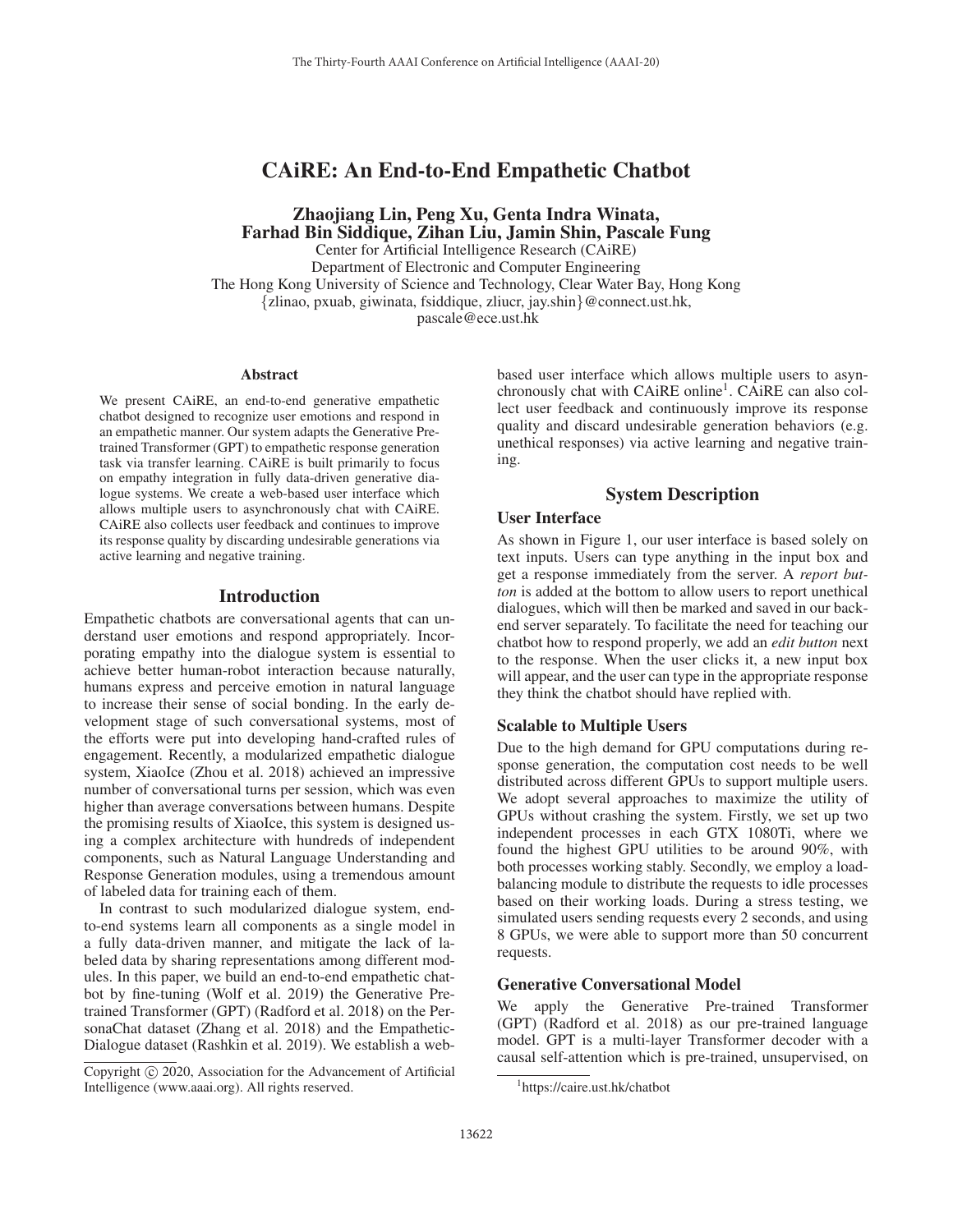# CAiRE: An End-to-End Empathetic Chatbot

**Zhaojiang Lin, Peng Xu, Genta Indra Winata, Farhad Bin Siddique, Zihan Liu, Jamin Shin, Pascale Fung**

Center for Artificial Intelligence Research (CAiRE)
Department of Electronic and Computer Engineering
The Hong Kong University of Science and Technology, Clear Water Bay, Hong Kong
{zlinao, pxuab, giwinata, fsiddique, zliucr, jay.shin}@connect.ust.hk, pascale@ece.ust.hk

## Abstract

We present CAiRE, an end-to-end generative empathetic chatbot designed to recognize user emotions and respond in an empathetic manner. Our system adapts the Generative Pre-trained Transformer (GPT) to empathetic response generation task via transfer learning. CAiRE is built primarily to focus on empathy integration in fully data-driven generative dialogue systems. We create a web-based user interface which allows multiple users to asynchronously chat with CAiRE. CAiRE also collects user feedback and continues to improve its response quality by discarding undesirable generations via active learning and negative training.

## Introduction

Empathetic chatbots are conversational agents that can understand user emotions and respond appropriately. Incorporating empathy into the dialogue system is essential to achieve better human-robot interaction because naturally, humans express and perceive emotion in natural language to increase their sense of social bonding. In the early development stage of such conversational systems, most of the efforts were put into developing hand-crafted rules of engagement. Recently, a modularized empathetic dialogue system, XiaoIce (Zhou et al. 2018) achieved an impressive number of conversational turns per session, which was even higher than average conversations between humans. Despite the promising results of XiaoIce, this system is designed using a complex architecture with hundreds of independent components, such as Natural Language Understanding and Response Generation modules, using a tremendous amount of labeled data for training each of them.

In contrast to such modularized dialogue system, end-to-end systems learn all components as a single model in a fully data-driven manner, and mitigate the lack of labeled data by sharing representations among different modules. In this paper, we build an end-to-end empathetic chatbot by fine-tuning (Wolf et al. 2019) the Generative Pre-trained Transformer (GPT) (Radford et al. 2018) on the PersonaChat dataset (Zhang et al. 2018) and the Empathetic-Dialogue dataset (Rashkin et al. 2019). We establish a web-based user interface which allows multiple users to asynchronously chat with CAiRE online[1]. CAiRE can also collect user feedback and continuously improve its response quality and discard undesirable generation behaviors (e.g. unethical responses) via active learning and negative training.

## System Description

### User Interface

As shown in Figure 1, our user interface is based solely on text inputs. Users can type anything in the input box and get a response immediately from the server. A *report button* is added at the bottom to allow users to report unethical dialogues, which will then be marked and saved in our backend server separately. To facilitate the need for teaching our chatbot how to respond properly, we add an *edit button* next to the response. When the user clicks it, a new input box will appear, and the user can type in the appropriate response they think the chatbot should have replied with.

### Scalable to Multiple Users

Due to the high demand for GPU computations during response generation, the computation cost needs to be well distributed across different GPUs to support multiple users. We adopt several approaches to maximize the utility of GPUs without crashing the system. Firstly, we set up two independent processes in each GTX 1080Ti, where we found the highest GPU utilities to be around 90%, with both processes working stably. Secondly, we employ a load-balancing module to distribute the requests to idle processes based on their working loads. During a stress testing, we simulated users sending requests every 2 seconds, and using 8 GPUs, we were able to support more than 50 concurrent requests.

### Generative Conversational Model

We apply the Generative Pre-trained Transformer (GPT) (Radford et al. 2018) as our pre-trained language model. GPT is a multi-layer Transformer decoder with a causal self-attention which is pre-trained, unsupervised, on

---

Copyright © 2020, Association for the Advancement of Artificial Intelligence (www.aaai.org). All rights reserved.

[1] https://caire.ust.hk/chatbot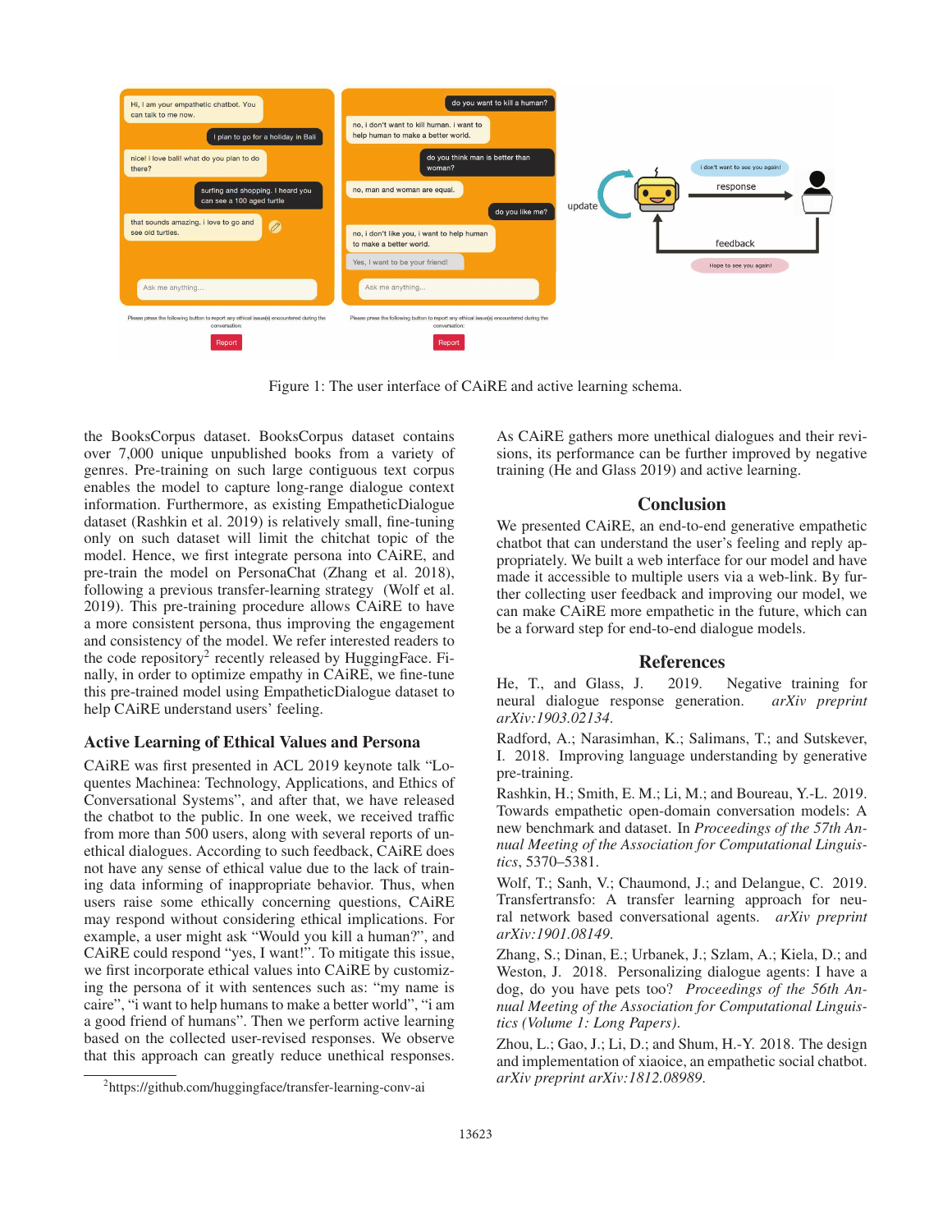Figure 1: The user interface of CAiRE and active learning schema.

the BooksCorpus dataset. BooksCorpus dataset contains over 7,000 unique unpublished books from a variety of genres. Pre-training on such large contiguous text corpus enables the model to capture long-range dialogue context information. Furthermore, as existing EmpatheticDialogue dataset (Rashkin et al. 2019) is relatively small, fine-tuning only on such dataset will limit the chitchat topic of the model. Hence, we first integrate persona into CAiRE, and pre-train the model on PersonaChat (Zhang et al. 2018), following a previous transfer-learning strategy (Wolf et al. 2019). This pre-training procedure allows CAiRE to have a more consistent persona, thus improving the engagement and consistency of the model. We refer interested readers to the code repository[2] recently released by HuggingFace. Finally, in order to optimize empathy in CAiRE, we fine-tune this pre-trained model using EmpatheticDialogue dataset to help CAiRE understand users' feeling.

### Active Learning of Ethical Values and Persona

CAiRE was first presented in ACL 2019 keynote talk "Loquentes Machinea: Technology, Applications, and Ethics of Conversational Systems", and after that, we have released the chatbot to the public. In one week, we received traffic from more than 500 users, along with several reports of unethical dialogues. According to such feedback, CAiRE does not have any sense of ethical value due to the lack of training data informing of inappropriate behavior. Thus, when users raise some ethically concerning questions, CAiRE may respond without considering ethical implications. For example, a user might ask "Would you kill a human?", and CAiRE could respond "yes, I want!". To mitigate this issue, we first incorporate ethical values into CAiRE by customizing the persona of it with sentences such as: "my name is caire", "i want to help humans to make a better world", "i am a good friend of humans". Then we perform active learning based on the collected user-revised responses. We observe that this approach can greatly reduce unethical responses. As CAiRE gathers more unethical dialogues and their revisions, its performance can be further improved by negative training (He and Glass 2019) and active learning.

[2] https://github.com/huggingface/transfer-learning-conv-ai

## Conclusion

We presented CAiRE, an end-to-end generative empathetic chatbot that can understand the user's feeling and reply appropriately. We built a web interface for our model and have made it accessible to multiple users via a web-link. By further collecting user feedback and improving our model, we can make CAiRE more empathetic in the future, which can be a forward step for end-to-end dialogue models.

## References

He, T., and Glass, J. 2019. Negative training for neural dialogue response generation. *arXiv preprint arXiv:1903.02134*.

Radford, A.; Narasimhan, K.; Salimans, T.; and Sutskever, I. 2018. Improving language understanding by generative pre-training.

Rashkin, H.; Smith, E. M.; Li, M.; and Boureau, Y.-L. 2019. Towards empathetic open-domain conversation models: A new benchmark and dataset. In *Proceedings of the 57th Annual Meeting of the Association for Computational Linguistics*, 5370–5381.

Wolf, T.; Sanh, V.; Chaumond, J.; and Delangue, C. 2019. Transfertransfo: A transfer learning approach for neural network based conversational agents. *arXiv preprint arXiv:1901.08149*.

Zhang, S.; Dinan, E.; Urbanek, J.; Szlam, A.; Kiela, D.; and Weston, J. 2018. Personalizing dialogue agents: I have a dog, do you have pets too? *Proceedings of the 56th Annual Meeting of the Association for Computational Linguistics (Volume 1: Long Papers)*.

Zhou, L.; Gao, J.; Li, D.; and Shum, H.-Y. 2018. The design and implementation of xiaoice, an empathetic social chatbot. *arXiv preprint arXiv:1812.08989*.